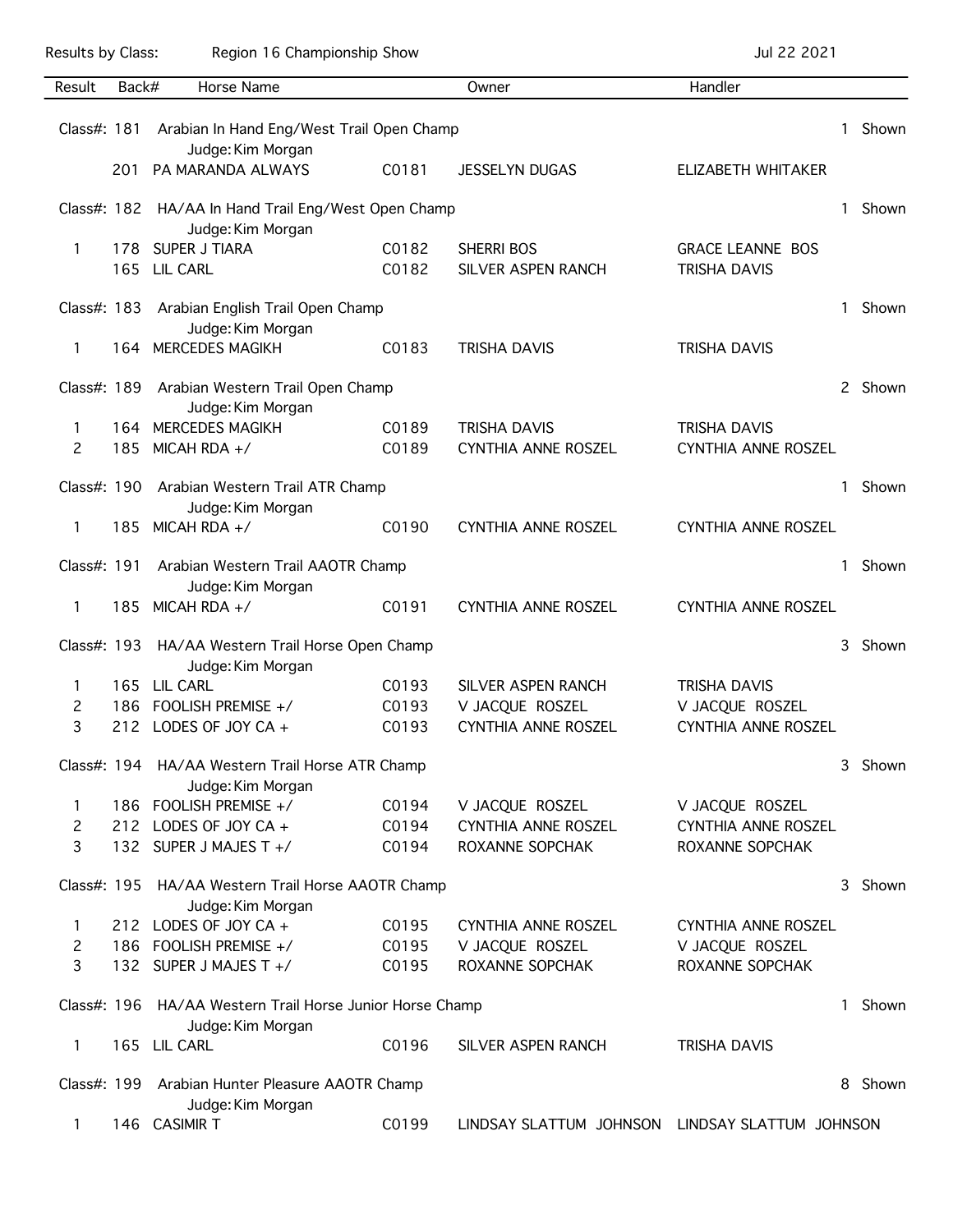Results by Class: Region 16 Championship Show Jul 22 2021

| Result | Back# | Horse Name | | Owner | Handler |
|---|---|---|---|---|---|
| **Class#: 181** | | **Arabian In Hand Eng/West Trail Open Champ** — Judge: Kim Morgan | | | 1 Shown |
| | 201 | PA MARANDA ALWAYS | C0181 | JESSELYN DUGAS | ELIZABETH WHITAKER |
| **Class#: 182** | | **HA/AA In Hand Trail Eng/West Open Champ** — Judge: Kim Morgan | | | 1 Shown |
| 1 | 178 | SUPER J TIARA | C0182 | SHERRI BOS | GRACE LEANNE BOS |
| | 165 | LIL CARL | C0182 | SILVER ASPEN RANCH | TRISHA DAVIS |
| **Class#: 183** | | **Arabian English Trail Open Champ** — Judge: Kim Morgan | | | 1 Shown |
| 1 | 164 | MERCEDES MAGIKH | C0183 | TRISHA DAVIS | TRISHA DAVIS |
| **Class#: 189** | | **Arabian Western Trail Open Champ** — Judge: Kim Morgan | | | 2 Shown |
| 1 | 164 | MERCEDES MAGIKH | C0189 | TRISHA DAVIS | TRISHA DAVIS |
| 2 | 185 | MICAH RDA +/ | C0189 | CYNTHIA ANNE ROSZEL | CYNTHIA ANNE ROSZEL |
| **Class#: 190** | | **Arabian Western Trail ATR Champ** — Judge: Kim Morgan | | | 1 Shown |
| 1 | 185 | MICAH RDA +/ | C0190 | CYNTHIA ANNE ROSZEL | CYNTHIA ANNE ROSZEL |
| **Class#: 191** | | **Arabian Western Trail AAOTR Champ** — Judge: Kim Morgan | | | 1 Shown |
| 1 | 185 | MICAH RDA +/ | C0191 | CYNTHIA ANNE ROSZEL | CYNTHIA ANNE ROSZEL |
| **Class#: 193** | | **HA/AA Western Trail Horse Open Champ** — Judge: Kim Morgan | | | 3 Shown |
| 1 | 165 | LIL CARL | C0193 | SILVER ASPEN RANCH | TRISHA DAVIS |
| 2 | 186 | FOOLISH PREMISE +/ | C0193 | V JACQUE ROSZEL | V JACQUE ROSZEL |
| 3 | 212 | LODES OF JOY CA + | C0193 | CYNTHIA ANNE ROSZEL | CYNTHIA ANNE ROSZEL |
| **Class#: 194** | | **HA/AA Western Trail Horse ATR Champ** — Judge: Kim Morgan | | | 3 Shown |
| 1 | 186 | FOOLISH PREMISE +/ | C0194 | V JACQUE ROSZEL | V JACQUE ROSZEL |
| 2 | 212 | LODES OF JOY CA + | C0194 | CYNTHIA ANNE ROSZEL | CYNTHIA ANNE ROSZEL |
| 3 | 132 | SUPER J MAJES T +/ | C0194 | ROXANNE SOPCHAK | ROXANNE SOPCHAK |
| **Class#: 195** | | **HA/AA Western Trail Horse AAOTR Champ** — Judge: Kim Morgan | | | 3 Shown |
| 1 | 212 | LODES OF JOY CA + | C0195 | CYNTHIA ANNE ROSZEL | CYNTHIA ANNE ROSZEL |
| 2 | 186 | FOOLISH PREMISE +/ | C0195 | V JACQUE ROSZEL | V JACQUE ROSZEL |
| 3 | 132 | SUPER J MAJES T +/ | C0195 | ROXANNE SOPCHAK | ROXANNE SOPCHAK |
| **Class#: 196** | | **HA/AA Western Trail Horse Junior Horse Champ** — Judge: Kim Morgan | | | 1 Shown |
| 1 | 165 | LIL CARL | C0196 | SILVER ASPEN RANCH | TRISHA DAVIS |
| **Class#: 199** | | **Arabian Hunter Pleasure AAOTR Champ** — Judge: Kim Morgan | | | 8 Shown |
| 1 | 146 | CASIMIR T | C0199 | LINDSAY SLATTUM JOHNSON | LINDSAY SLATTUM JOHNSON |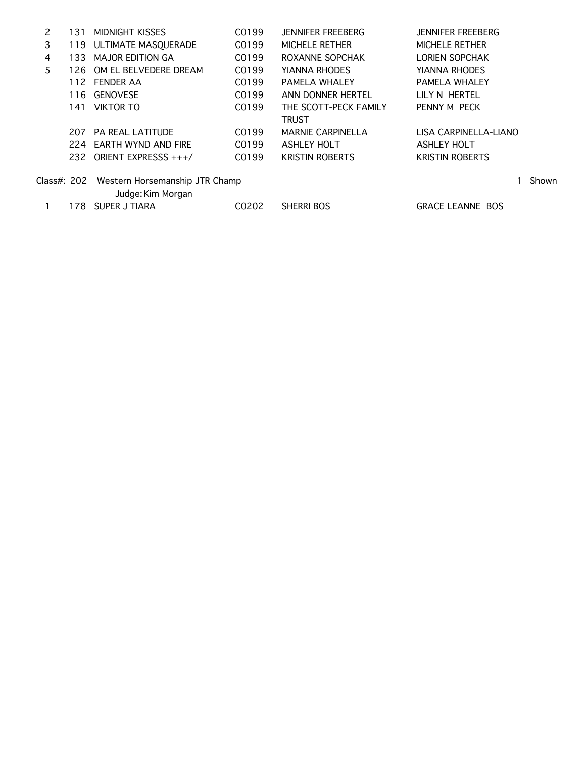| | | | | | |
|---|---|---|---|---|---|
| 2 | 131 | MIDNIGHT KISSES | C0199 | JENNIFER FREEBERG | JENNIFER FREEBERG |
| 3 | 119 | ULTIMATE MASQUERADE | C0199 | MICHELE RETHER | MICHELE RETHER |
| 4 | 133 | MAJOR EDITION GA | C0199 | ROXANNE SOPCHAK | LORIEN SOPCHAK |
| 5 | 126 | OM EL BELVEDERE DREAM | C0199 | YIANNA RHODES | YIANNA RHODES |
| | 112 | FENDER AA | C0199 | PAMELA WHALEY | PAMELA WHALEY |
| | 116 | GENOVESE | C0199 | ANN DONNER HERTEL | LILY N HERTEL |
| | 141 | VIKTOR TO | C0199 | THE SCOTT-PECK FAMILY TRUST | PENNY M PECK |
| | 207 | PA REAL LATITUDE | C0199 | MARNIE CARPINELLA | LISA CARPINELLA-LIANO |
| | 224 | EARTH WYND AND FIRE | C0199 | ASHLEY HOLT | ASHLEY HOLT |
| | 232 | ORIENT EXPRESSS +++/ | C0199 | KRISTIN ROBERTS | KRISTIN ROBERTS |

Class#: 202 Western Horsemanship JTR Champ — 1 Shown

Judge: Kim Morgan

| | | | | | |
|---|---|---|---|---|---|
| 1 | 178 | SUPER J TIARA | C0202 | SHERRI BOS | GRACE LEANNE BOS |